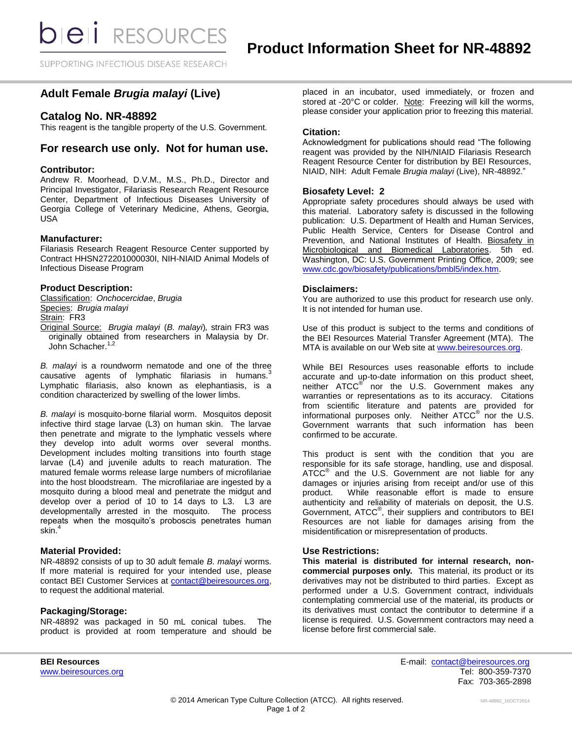# Product Information Sheet for NR-48892

## Adult Female *Brugia malayi* (Live)

## Catalog No. NR-48892

This reagent is the tangible property of the U.S. Government.

## For research use only. Not for human use.

### Contributor:

Andrew R. Moorhead, D.V.M., M.S., Ph.D., Director and Principal Investigator, Filariasis Research Reagent Resource Center, Department of Infectious Diseases University of Georgia College of Veterinary Medicine, Athens, Georgia, USA

### Manufacturer:

Filariasis Research Reagent Resource Center supported by Contract HHSN272201000030I, NIH-NIAID Animal Models of Infectious Disease Program

### Product Description:

Classification: *Onchocercidae*, *Brugia*
Species: *Brugia malayi*
Strain: FR3
Original Source: *Brugia malayi* (*B. malayi*), strain FR3 was originally obtained from researchers in Malaysia by Dr. John Schacher.[1,2]

*B. malayi* is a roundworm nematode and one of the three causative agents of lymphatic filariasis in humans.[3] Lymphatic filariasis, also known as elephantiasis, is a condition characterized by swelling of the lower limbs.

*B. malayi* is mosquito-borne filarial worm. Mosquitos deposit infective third stage larvae (L3) on human skin. The larvae then penetrate and migrate to the lymphatic vessels where they develop into adult worms over several months. Development includes molting transitions into fourth stage larvae (L4) and juvenile adults to reach maturation. The matured female worms release large numbers of microfilariae into the host bloodstream. The microfilariae are ingested by a mosquito during a blood meal and penetrate the midgut and develop over a period of 10 to 14 days to L3. L3 are developmentally arrested in the mosquito. The process repeats when the mosquito's proboscis penetrates human skin.[4]

### Material Provided:

NR-48892 consists of up to 30 adult female *B. malayi* worms. If more material is required for your intended use, please contact BEI Customer Services at contact@beiresources.org, to request the additional material.

### Packaging/Storage:

NR-48892 was packaged in 50 mL conical tubes. The product is provided at room temperature and should be placed in an incubator, used immediately, or frozen and stored at -20°C or colder. Note: Freezing will kill the worms, please consider your application prior to freezing this material.

### Citation:

Acknowledgment for publications should read "The following reagent was provided by the NIH/NIAID Filariasis Research Reagent Resource Center for distribution by BEI Resources, NIAID, NIH: Adult Female *Brugia malayi* (Live), NR-48892."

### Biosafety Level: 2

Appropriate safety procedures should always be used with this material. Laboratory safety is discussed in the following publication: U.S. Department of Health and Human Services, Public Health Service, Centers for Disease Control and Prevention, and National Institutes of Health. Biosafety in Microbiological and Biomedical Laboratories. 5th ed. Washington, DC: U.S. Government Printing Office, 2009; see www.cdc.gov/biosafety/publications/bmbl5/index.htm.

### Disclaimers:

You are authorized to use this product for research use only. It is not intended for human use.

Use of this product is subject to the terms and conditions of the BEI Resources Material Transfer Agreement (MTA). The MTA is available on our Web site at www.beiresources.org.

While BEI Resources uses reasonable efforts to include accurate and up-to-date information on this product sheet, neither ATCC® nor the U.S. Government makes any warranties or representations as to its accuracy. Citations from scientific literature and patents are provided for informational purposes only. Neither ATCC® nor the U.S. Government warrants that such information has been confirmed to be accurate.

This product is sent with the condition that you are responsible for its safe storage, handling, use and disposal. ATCC® and the U.S. Government are not liable for any damages or injuries arising from receipt and/or use of this product. While reasonable effort is made to ensure authenticity and reliability of materials on deposit, the U.S. Government, ATCC®, their suppliers and contributors to BEI Resources are not liable for damages arising from the misidentification or misrepresentation of products.

### Use Restrictions:

**This material is distributed for internal research, non-commercial purposes only.** This material, its product or its derivatives may not be distributed to third parties. Except as performed under a U.S. Government contract, individuals contemplating commercial use of the material, its products or its derivatives must contact the contributor to determine if a license is required. U.S. Government contractors may need a license before first commercial sale.

**BEI Resources**
www.beiresources.org

E-mail: contact@beiresources.org
Tel: 800-359-7370
Fax: 703-365-2898

© 2014 American Type Culture Collection (ATCC). All rights reserved.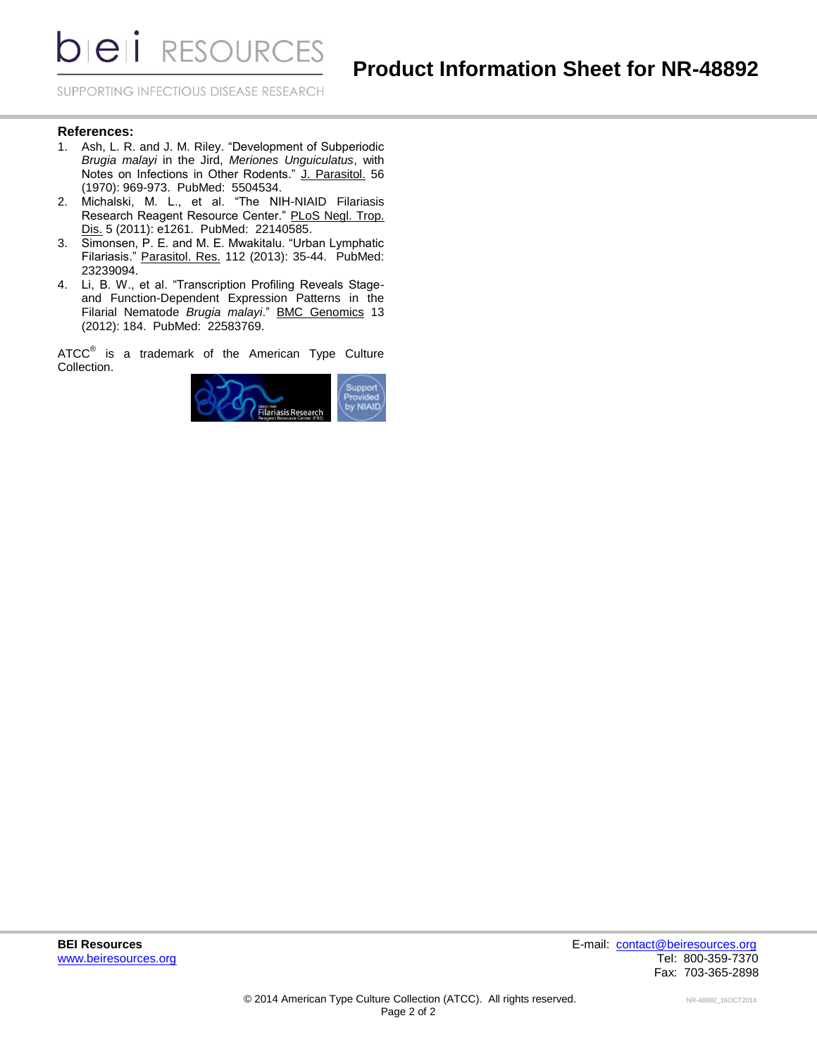**References:**

1. Ash, L. R. and J. M. Riley. "Development of Subperiodic *Brugia malayi* in the Jird, *Meriones Unguiculatus*, with Notes on Infections in Other Rodents." J. Parasitol. 56 (1970): 969-973. PubMed: 5504534.
2. Michalski, M. L., et al. "The NIH-NIAID Filariasis Research Reagent Resource Center." PLoS Negl. Trop. Dis. 5 (2011): e1261. PubMed: 22140585.
3. Simonsen, P. E. and M. E. Mwakitalu. "Urban Lymphatic Filariasis." Parasitol. Res. 112 (2013): 35-44. PubMed: 23239094.
4. Li, B. W., et al. "Transcription Profiling Reveals Stage- and Function-Dependent Expression Patterns in the Filarial Nematode *Brugia malayi*." BMC Genomics 13 (2012): 184. PubMed: 22583769.

ATCC® is a trademark of the American Type Culture Collection.

**BEI Resources**
www.beiresources.org

E-mail: contact@beiresources.org
Tel: 800-359-7370
Fax: 703-365-2898

© 2014 American Type Culture Collection (ATCC). All rights reserved.

NR-48892_16OCT2014